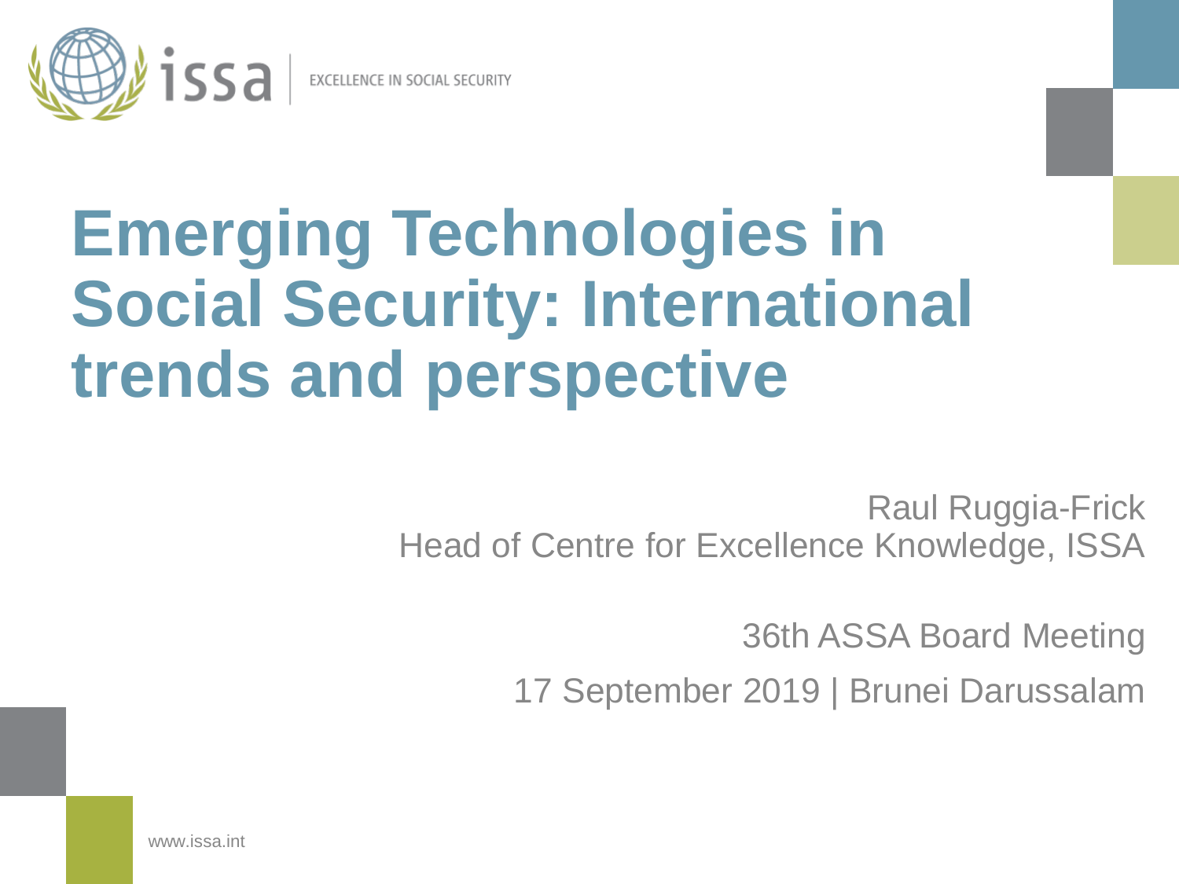issa | EXCELLENCE IN SOCIAL SECURITY

# Emerging Technologies in Social Security: International trends and perspective

Raul Ruggia-Frick
Head of Centre for Excellence Knowledge, ISSA

36th ASSA Board Meeting

17 September 2019 | Brunei Darussalam

www.issa.int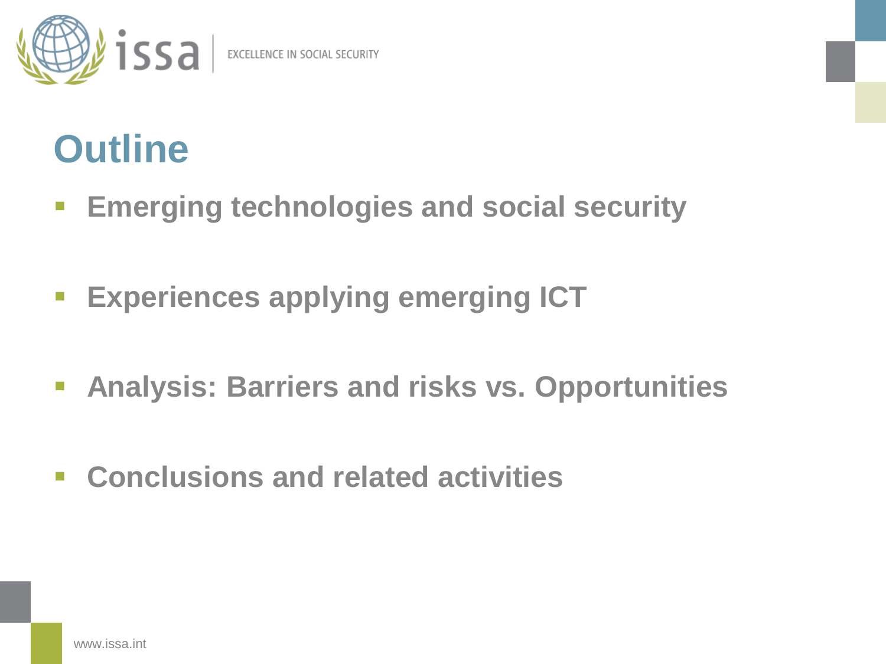# Outline

- **Emerging technologies and social security**
- **Experiences applying emerging ICT**
- **Analysis: Barriers and risks vs. Opportunities**
- **Conclusions and related activities**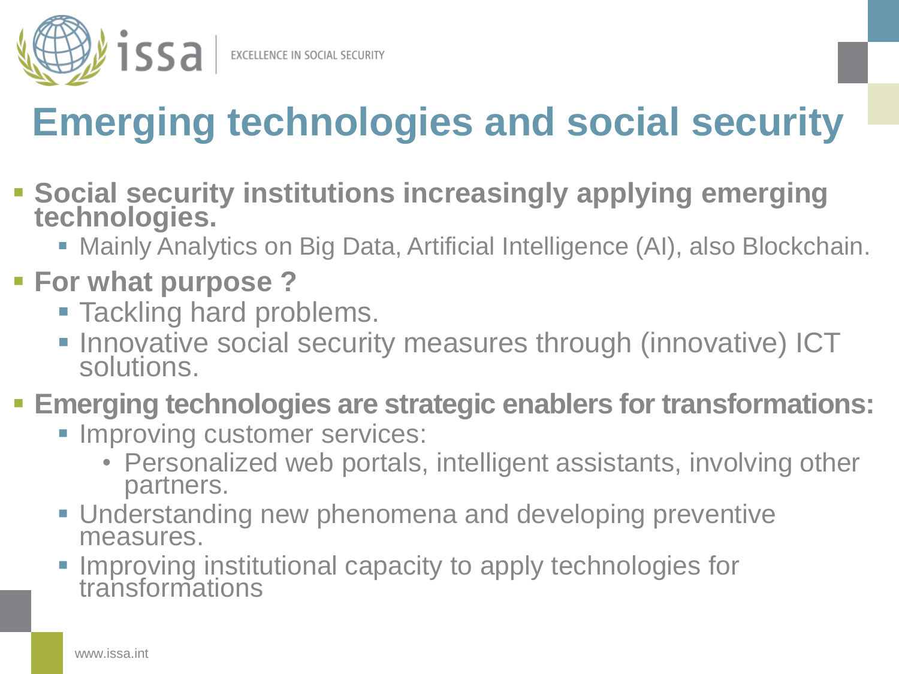# Emerging technologies and social security

- **Social security institutions increasingly applying emerging technologies.**
  - Mainly Analytics on Big Data, Artificial Intelligence (AI), also Blockchain.
- **For what purpose ?**
  - Tackling hard problems.
  - Innovative social security measures through (innovative) ICT solutions.
- **Emerging technologies are strategic enablers for transformations:**
  - Improving customer services:
    - Personalized web portals, intelligent assistants, involving other partners.
  - Understanding new phenomena and developing preventive measures.
  - Improving institutional capacity to apply technologies for transformations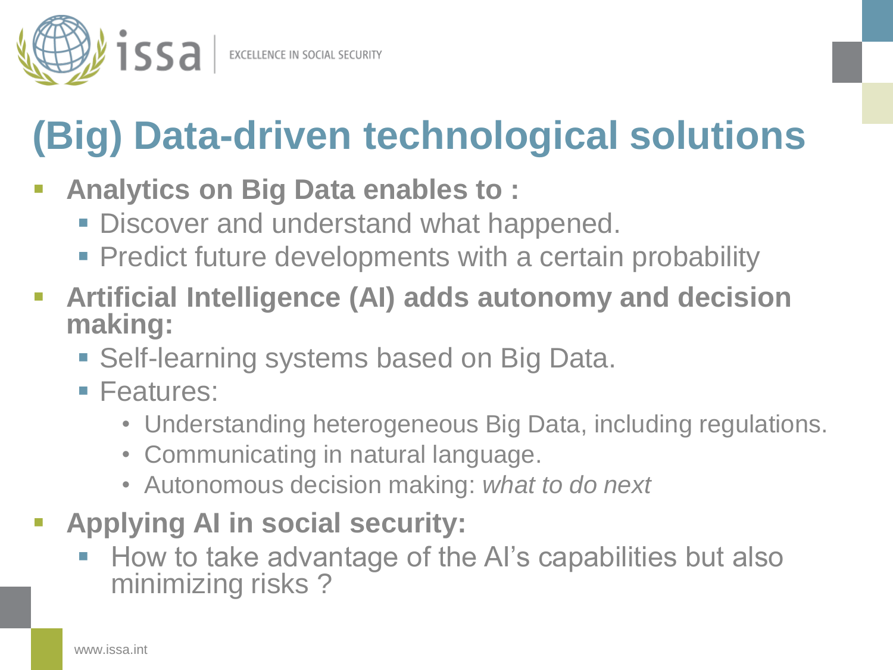# (Big) Data-driven technological solutions

- **Analytics on Big Data enables to :**
  - Discover and understand what happened.
  - Predict future developments with a certain probability
- **Artificial Intelligence (AI) adds autonomy and decision making:**
  - Self-learning systems based on Big Data.
  - Features:
    - Understanding heterogeneous Big Data, including regulations.
    - Communicating in natural language.
    - Autonomous decision making: *what to do next*
- **Applying AI in social security:**
  - How to take advantage of the AI's capabilities but also minimizing risks ?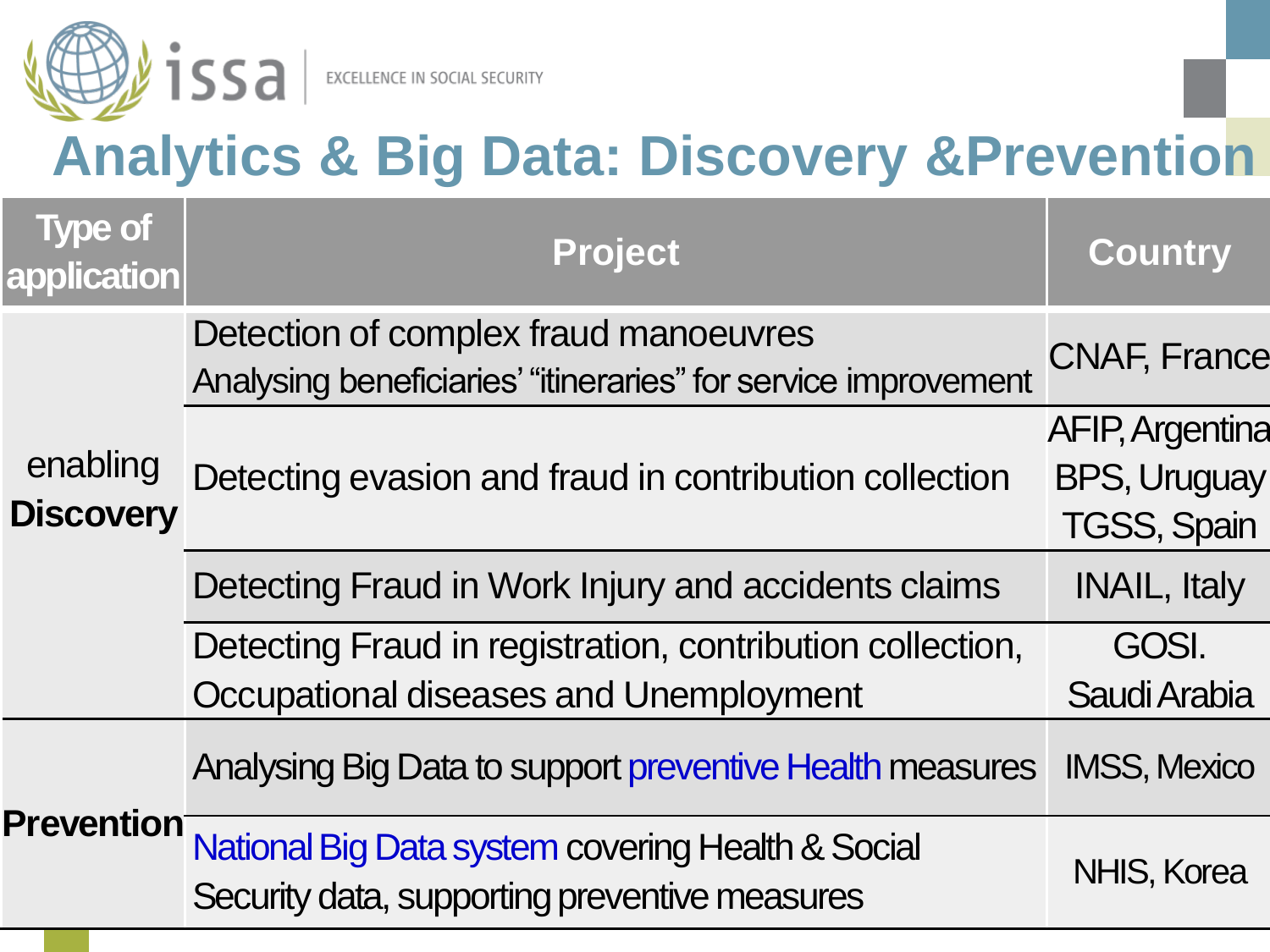# Analytics & Big Data: Discovery &Prevention

| Type of application | Project | Country |
|---|---|---|
| enabling **Discovery** | Detection of complex fraud manoeuvres<br>Analysing beneficiaries' "itineraries" for service improvement | CNAF, France |
| | Detecting evasion and fraud in contribution collection | AFIP, Argentina<br>BPS, Uruguay<br>TGSS, Spain |
| | Detecting Fraud in Work Injury and accidents claims | INAIL, Italy |
| | Detecting Fraud in registration, contribution collection, Occupational diseases and Unemployment | GOSI. Saudi Arabia |
| **Prevention** | Analysing Big Data to support preventive Health measures | IMSS, Mexico |
| | National Big Data system covering Health & Social Security data, supporting preventive measures | NHIS, Korea |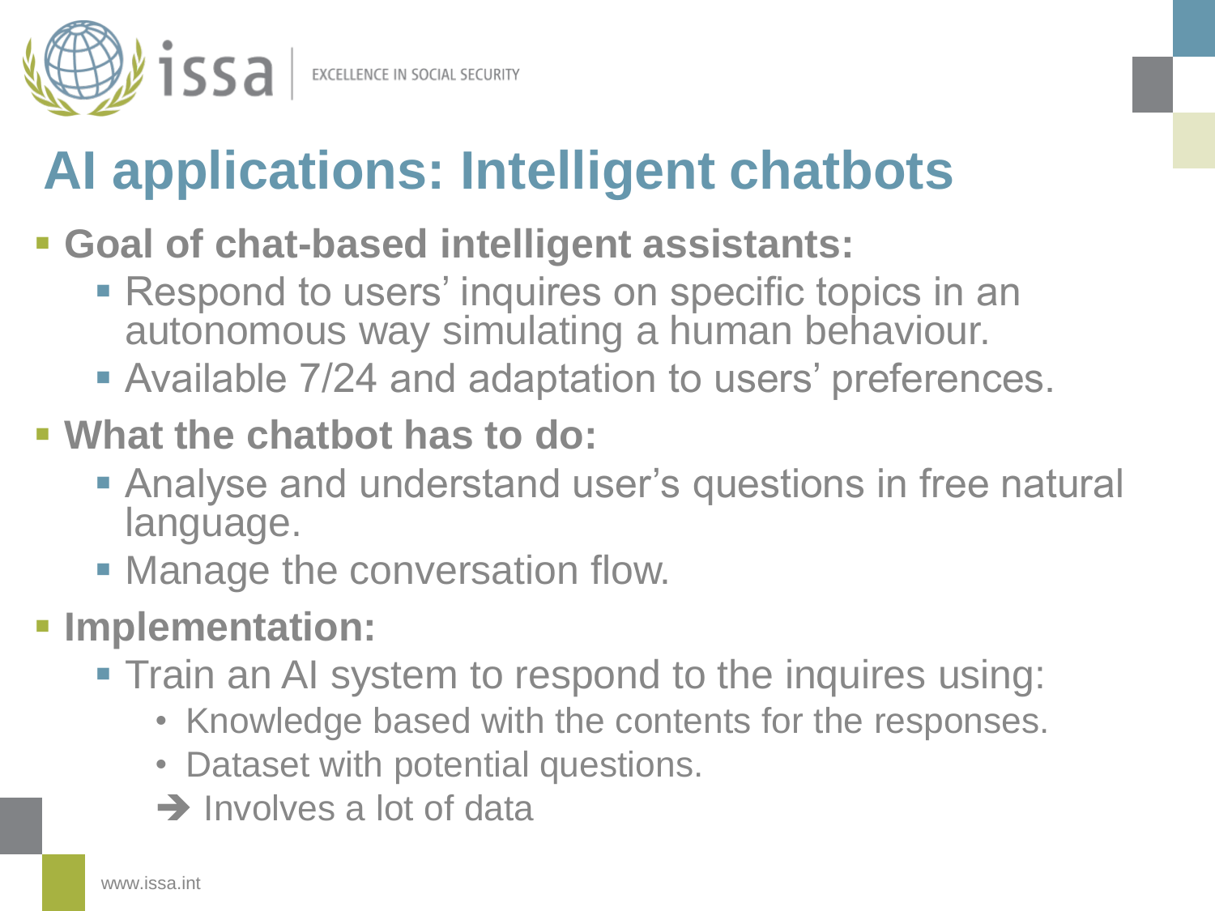# AI applications: Intelligent chatbots

- **Goal of chat-based intelligent assistants:**
  - Respond to users' inquires on specific topics in an autonomous way simulating a human behaviour.
  - Available 7/24 and adaptation to users' preferences.
- **What the chatbot has to do:**
  - Analyse and understand user's questions in free natural language.
  - Manage the conversation flow.
- **Implementation:**
  - Train an AI system to respond to the inquires using:
    - Knowledge based with the contents for the responses.
    - Dataset with potential questions.

    ➔ Involves a lot of data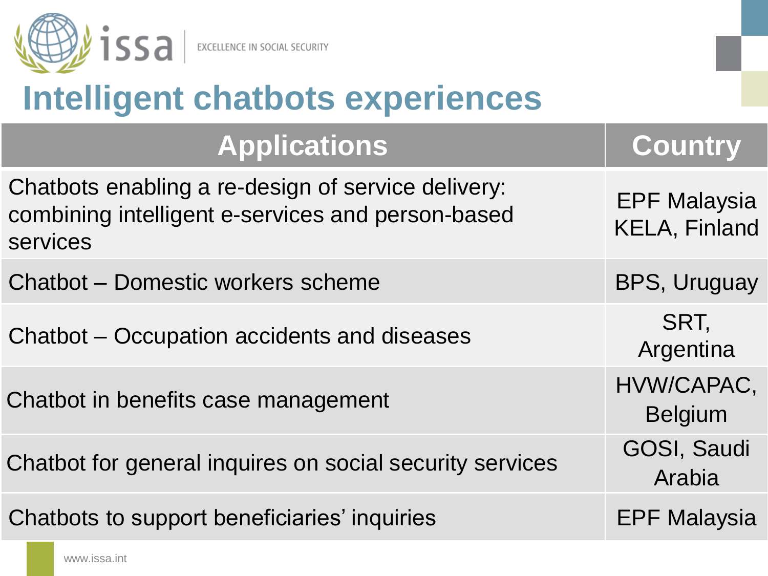# Intelligent chatbots experiences

| Applications | Country |
|---|---|
| Chatbots enabling a re-design of service delivery: combining intelligent e-services and person-based services | EPF Malaysia KELA, Finland |
| Chatbot – Domestic workers scheme | BPS, Uruguay |
| Chatbot – Occupation accidents and diseases | SRT, Argentina |
| Chatbot in benefits case management | HVW/CAPAC, Belgium |
| Chatbot for general inquires on social security services | GOSI, Saudi Arabia |
| Chatbots to support beneficiaries' inquiries | EPF Malaysia |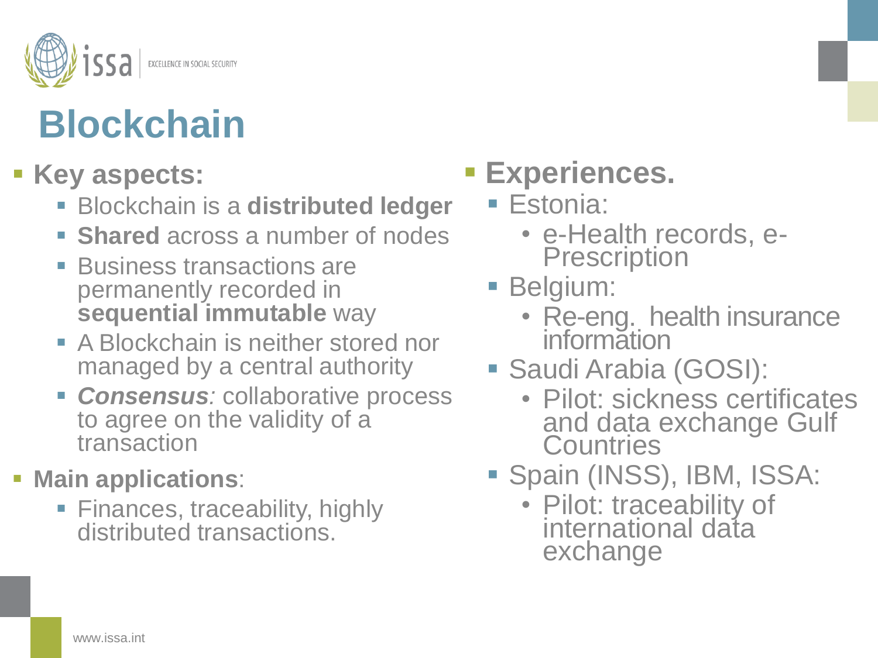# Blockchain

- **Key aspects:**
  - Blockchain is a **distributed ledger**
  - **Shared** across a number of nodes
  - Business transactions are permanently recorded in **sequential immutable** way
  - A Blockchain is neither stored nor managed by a central authority
  - ***Consensus****:* collaborative process to agree on the validity of a transaction
- **Main applications**:
  - Finances, traceability, highly distributed transactions.

- **Experiences.**
  - Estonia:
    - e-Health records, e-Prescription
  - Belgium:
    - Re-eng. health insurance information
  - Saudi Arabia (GOSI):
    - Pilot: sickness certificates and data exchange Gulf Countries
  - Spain (INSS), IBM, ISSA:
    - Pilot: traceability of international data exchange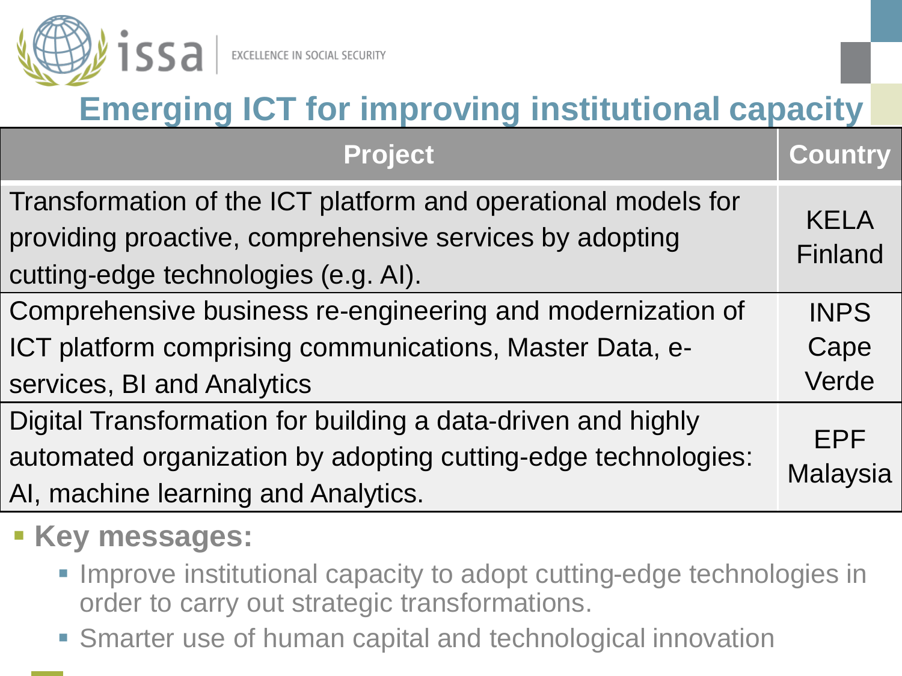## Emerging ICT for improving institutional capacity

| Project | Country |
|---|---|
| Transformation of the ICT platform and operational models for providing proactive, comprehensive services by adopting cutting-edge technologies (e.g. AI). | KELA Finland |
| Comprehensive business re-engineering and modernization of ICT platform comprising communications, Master Data, e-services, BI and Analytics | INPS Cape Verde |
| Digital Transformation for building a data-driven and highly automated organization by adopting cutting-edge technologies: AI, machine learning and Analytics. | EPF Malaysia |

- **Key messages:**
  - Improve institutional capacity to adopt cutting-edge technologies in order to carry out strategic transformations.
  - Smarter use of human capital and technological innovation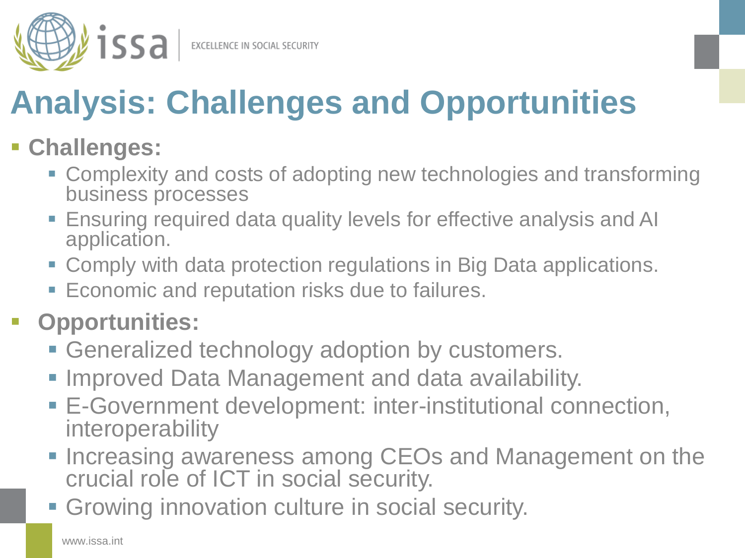# Analysis: Challenges and Opportunities

- **Challenges:**
  - Complexity and costs of adopting new technologies and transforming business processes
  - Ensuring required data quality levels for effective analysis and AI application.
  - Comply with data protection regulations in Big Data applications.
  - Economic and reputation risks due to failures.
- **Opportunities:**
  - Generalized technology adoption by customers.
  - Improved Data Management and data availability.
  - E-Government development: inter-institutional connection, interoperability
  - Increasing awareness among CEOs and Management on the crucial role of ICT in social security.
  - Growing innovation culture in social security.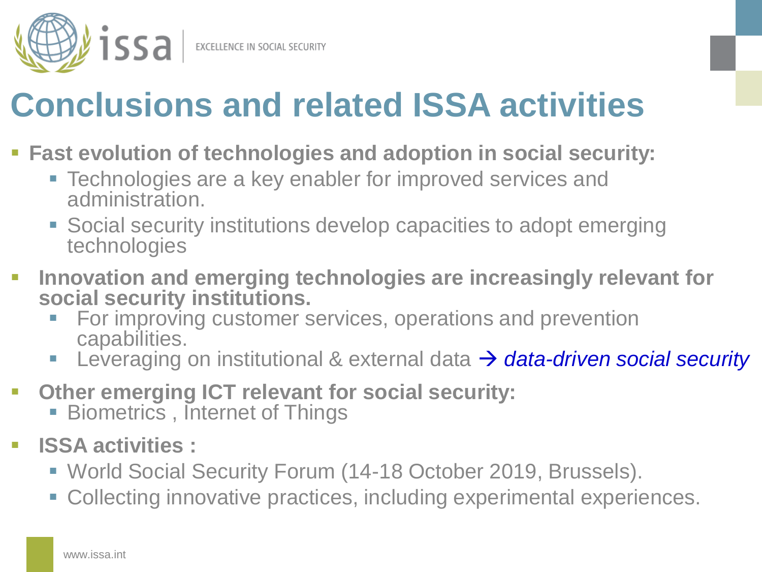# Conclusions and related ISSA activities

- **Fast evolution of technologies and adoption in social security:**
  - Technologies are a key enabler for improved services and administration.
  - Social security institutions develop capacities to adopt emerging technologies
- **Innovation and emerging technologies are increasingly relevant for social security institutions.**
  - For improving customer services, operations and prevention capabilities.
  - Leveraging on institutional & external data → *data-driven social security*
- **Other emerging ICT relevant for social security:**
  - Biometrics , Internet of Things
- **ISSA activities :**
  - World Social Security Forum (14-18 October 2019, Brussels).
  - Collecting innovative practices, including experimental experiences.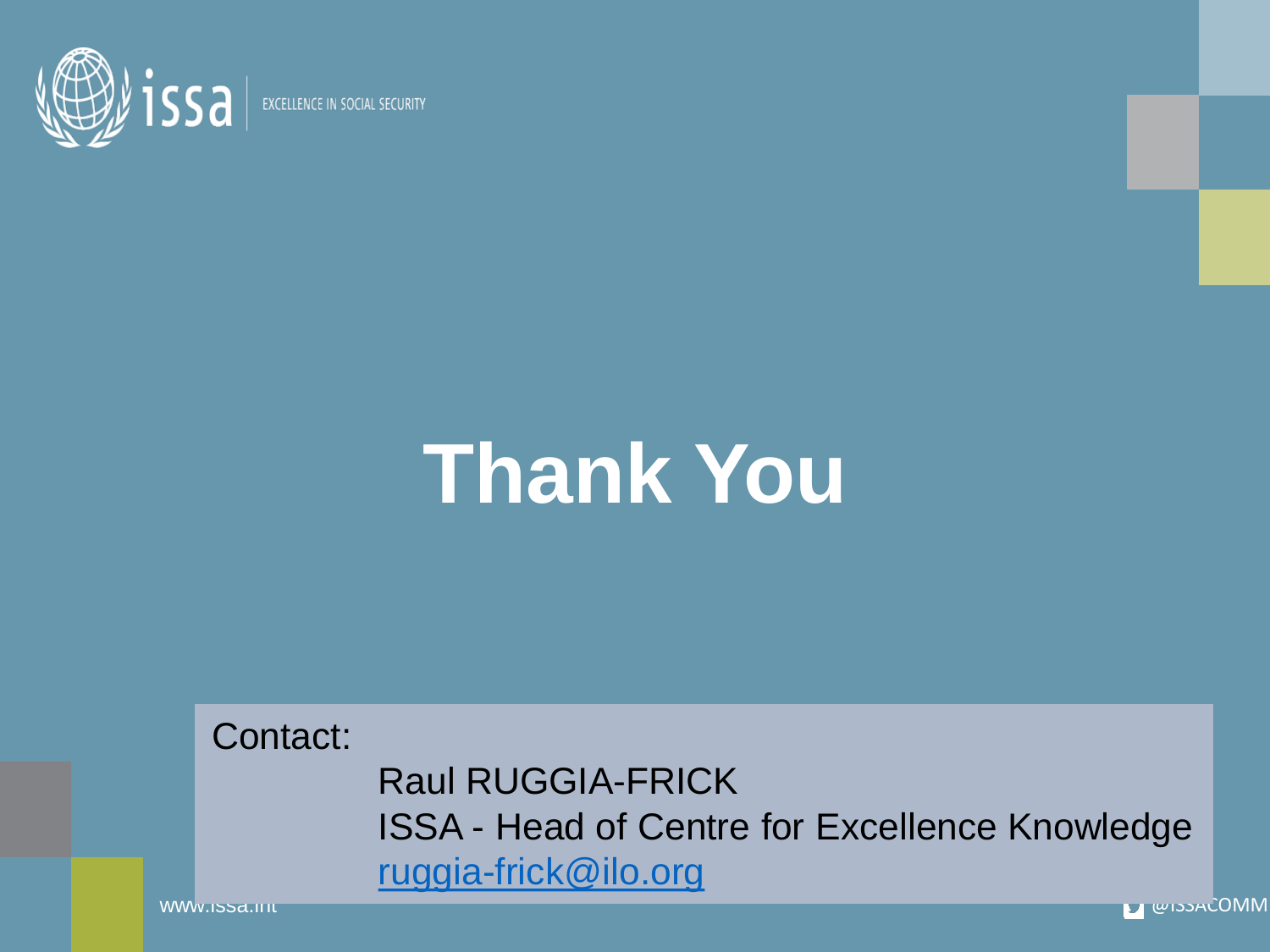# Thank You

Contact:

Raul RUGGIA-FRICK
ISSA - Head of Centre for Excellence Knowledge
ruggia-frick@ilo.org